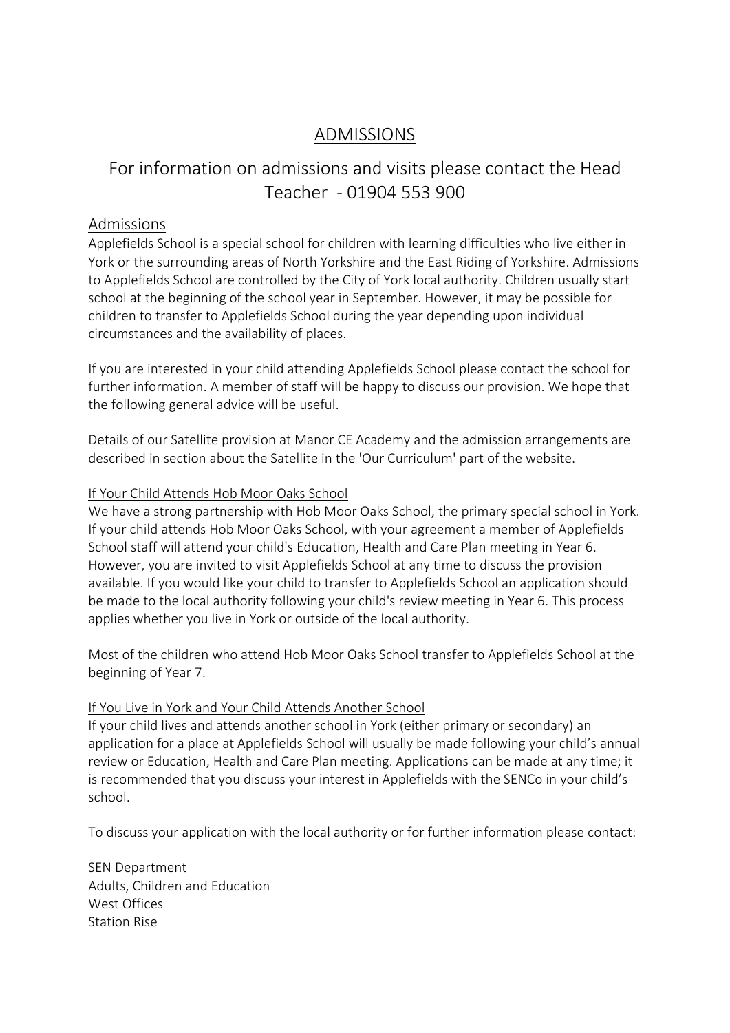# ADMISSIONS

## For information on admissions and visits please contact the Head Teacher - 01904 553 900

### Admissions

Applefields School is a special school for children with learning difficulties who live either in York or the surrounding areas of North Yorkshire and the East Riding of Yorkshire. Admissions to Applefields School are controlled by the City of York local authority. Children usually start school at the beginning of the school year in September. However, it may be possible for children to transfer to Applefields School during the year depending upon individual circumstances and the availability of places.

If you are interested in your child attending Applefields School please contact the school for further information. A member of staff will be happy to discuss our provision. We hope that the following general advice will be useful.

Details of our Satellite provision at Manor CE Academy and the admission arrangements are described in section about the Satellite in the 'Our Curriculum' part of the website.

#### If Your Child Attends Hob Moor Oaks School

We have a strong partnership with Hob Moor Oaks School, the primary special school in York. If your child attends Hob Moor Oaks School, with your agreement a member of Applefields School staff will attend your child's Education, Health and Care Plan meeting in Year 6. However, you are invited to visit Applefields School at any time to discuss the provision available. If you would like your child to transfer to Applefields School an application should be made to the local authority following your child's review meeting in Year 6. This process applies whether you live in York or outside of the local authority.

Most of the children who attend Hob Moor Oaks School transfer to Applefields School at the beginning of Year 7.

#### If You Live in York and Your Child Attends Another School

If your child lives and attends another school in York (either primary or secondary) an application for a place at Applefields School will usually be made following your child's annual review or Education, Health and Care Plan meeting. Applications can be made at any time; it is recommended that you discuss your interest in Applefields with the SENCo in your child's school.

To discuss your application with the local authority or for further information please contact:

SEN Department
Adults, Children and Education
West Offices
Station Rise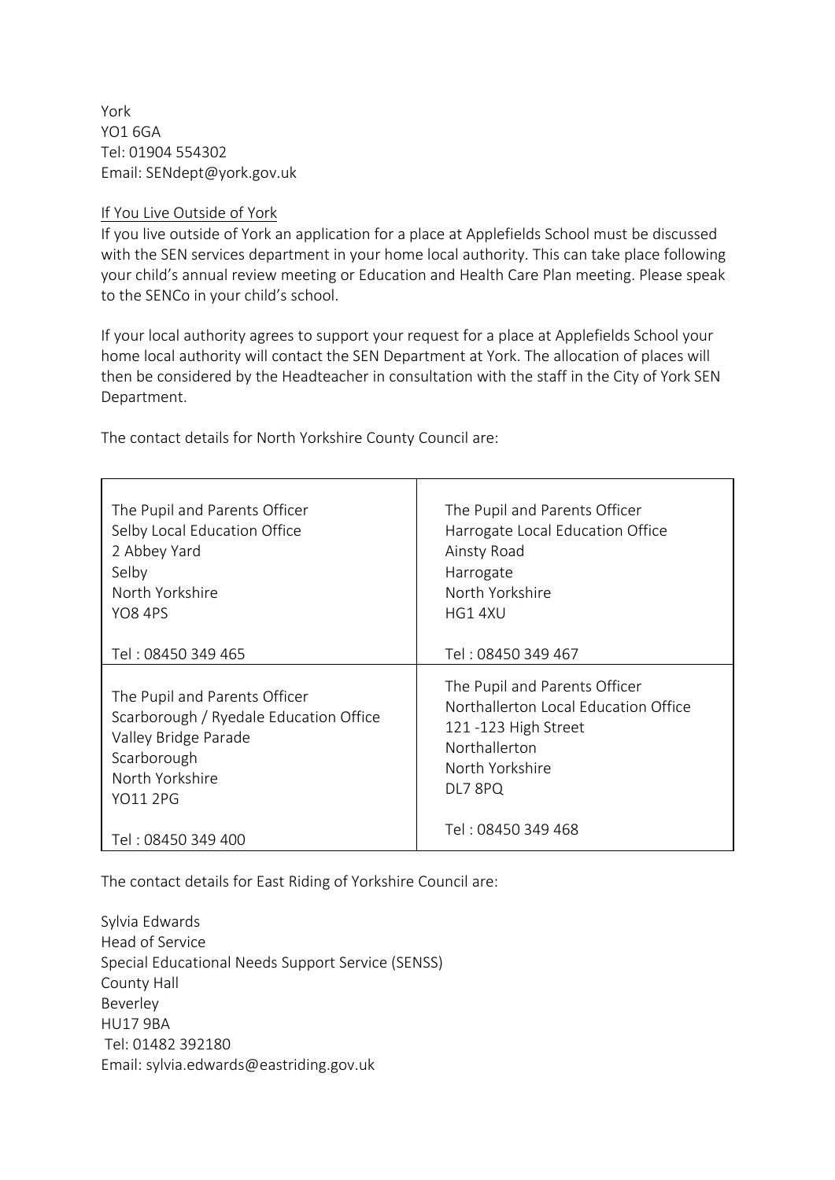York
YO1 6GA
Tel: 01904 554302
Email: SENdept@york.gov.uk

If You Live Outside of York

If you live outside of York an application for a place at Applefields School must be discussed with the SEN services department in your home local authority. This can take place following your child's annual review meeting or Education and Health Care Plan meeting. Please speak to the SENCo in your child's school.

If your local authority agrees to support your request for a place at Applefields School your home local authority will contact the SEN Department at York. The allocation of places will then be considered by the Headteacher in consultation with the staff in the City of York SEN Department.

The contact details for North Yorkshire County Council are:

| | |
|---|---|
| The Pupil and Parents Officer<br>Selby Local Education Office<br>2 Abbey Yard<br>Selby<br>North Yorkshire<br>YO8 4PS<br><br>Tel : 08450 349 465 | The Pupil and Parents Officer<br>Harrogate Local Education Office<br>Ainsty Road<br>Harrogate<br>North Yorkshire<br>HG1 4XU<br><br>Tel : 08450 349 467 |
| The Pupil and Parents Officer<br>Scarborough / Ryedale Education Office<br>Valley Bridge Parade<br>Scarborough<br>North Yorkshire<br>YO11 2PG<br><br>Tel : 08450 349 400 | The Pupil and Parents Officer<br>Northallerton Local Education Office<br>121 -123 High Street<br>Northallerton<br>North Yorkshire<br>DL7 8PQ<br><br>Tel : 08450 349 468 |

The contact details for East Riding of Yorkshire Council are:

Sylvia Edwards
Head of Service
Special Educational Needs Support Service (SENSS)
County Hall
Beverley
HU17 9BA
Tel: 01482 392180
Email: sylvia.edwards@eastriding.gov.uk